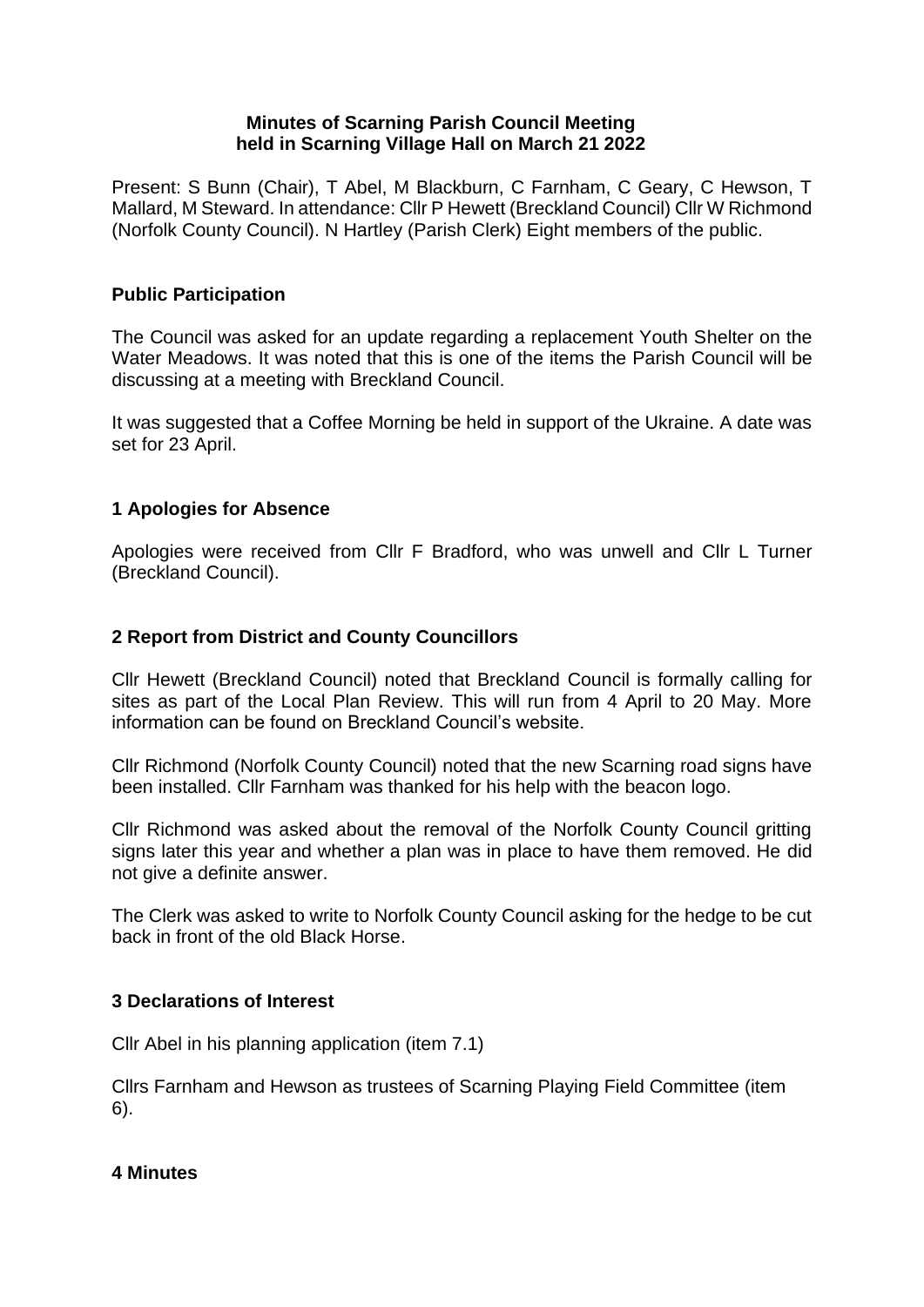**Minutes of Scarning Parish Council Meeting held in Scarning Village Hall on March 21 2022**

Present: S Bunn (Chair), T Abel, M Blackburn, C Farnham, C Geary, C Hewson, T Mallard, M Steward. In attendance: Cllr P Hewett (Breckland Council) Cllr W Richmond (Norfolk County Council). N Hartley (Parish Clerk) Eight members of the public.

## Public Participation

The Council was asked for an update regarding a replacement Youth Shelter on the Water Meadows. It was noted that this is one of the items the Parish Council will be discussing at a meeting with Breckland Council.

It was suggested that a Coffee Morning be held in support of the Ukraine. A date was set for 23 April.

## 1 Apologies for Absence

Apologies were received from Cllr F Bradford, who was unwell and Cllr L Turner (Breckland Council).

## 2 Report from District and County Councillors

Cllr Hewett (Breckland Council) noted that Breckland Council is formally calling for sites as part of the Local Plan Review. This will run from 4 April to 20 May. More information can be found on Breckland Council's website.

Cllr Richmond (Norfolk County Council) noted that the new Scarning road signs have been installed. Cllr Farnham was thanked for his help with the beacon logo.

Cllr Richmond was asked about the removal of the Norfolk County Council gritting signs later this year and whether a plan was in place to have them removed. He did not give a definite answer.

The Clerk was asked to write to Norfolk County Council asking for the hedge to be cut back in front of the old Black Horse.

## 3 Declarations of Interest

Cllr Abel in his planning application (item 7.1)

Cllrs Farnham and Hewson as trustees of Scarning Playing Field Committee (item 6).

## 4 Minutes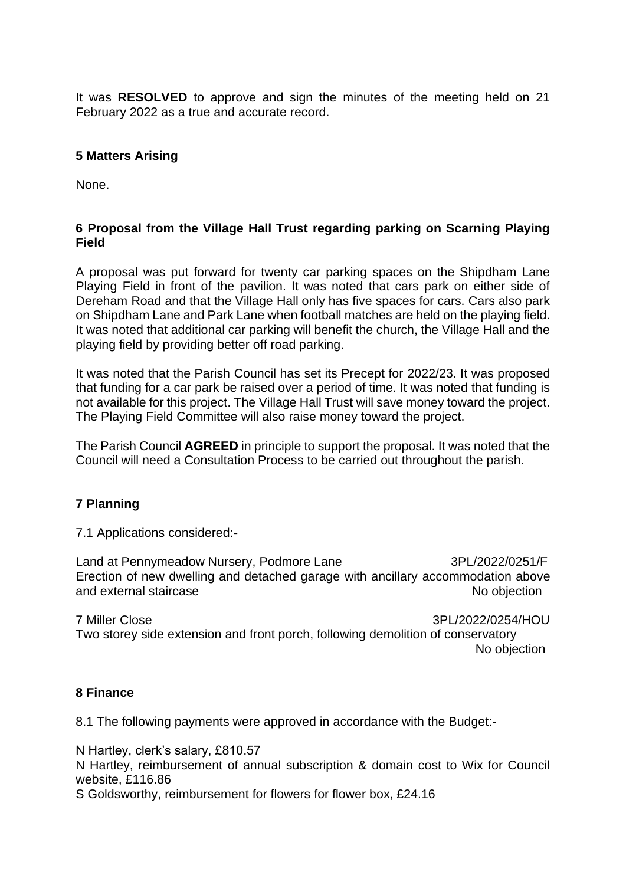It was **RESOLVED** to approve and sign the minutes of the meeting held on 21 February 2022 as a true and accurate record.

## 5 Matters Arising

None.

## 6 Proposal from the Village Hall Trust regarding parking on Scarning Playing Field

A proposal was put forward for twenty car parking spaces on the Shipdham Lane Playing Field in front of the pavilion. It was noted that cars park on either side of Dereham Road and that the Village Hall only has five spaces for cars. Cars also park on Shipdham Lane and Park Lane when football matches are held on the playing field. It was noted that additional car parking will benefit the church, the Village Hall and the playing field by providing better off road parking.

It was noted that the Parish Council has set its Precept for 2022/23. It was proposed that funding for a car park be raised over a period of time. It was noted that funding is not available for this project. The Village Hall Trust will save money toward the project. The Playing Field Committee will also raise money toward the project.

The Parish Council **AGREED** in principle to support the proposal. It was noted that the Council will need a Consultation Process to be carried out throughout the parish.

## 7 Planning

7.1 Applications considered:-

Land at Pennymeadow Nursery, Podmore Lane 3PL/2022/0251/F
Erection of new dwelling and detached garage with ancillary accommodation above and external staircase No objection

7 Miller Close 3PL/2022/0254/HOU
Two storey side extension and front porch, following demolition of conservatory
No objection

## 8 Finance

8.1 The following payments were approved in accordance with the Budget:-

N Hartley, clerk's salary, £810.57
N Hartley, reimbursement of annual subscription & domain cost to Wix for Council website, £116.86
S Goldsworthy, reimbursement for flowers for flower box, £24.16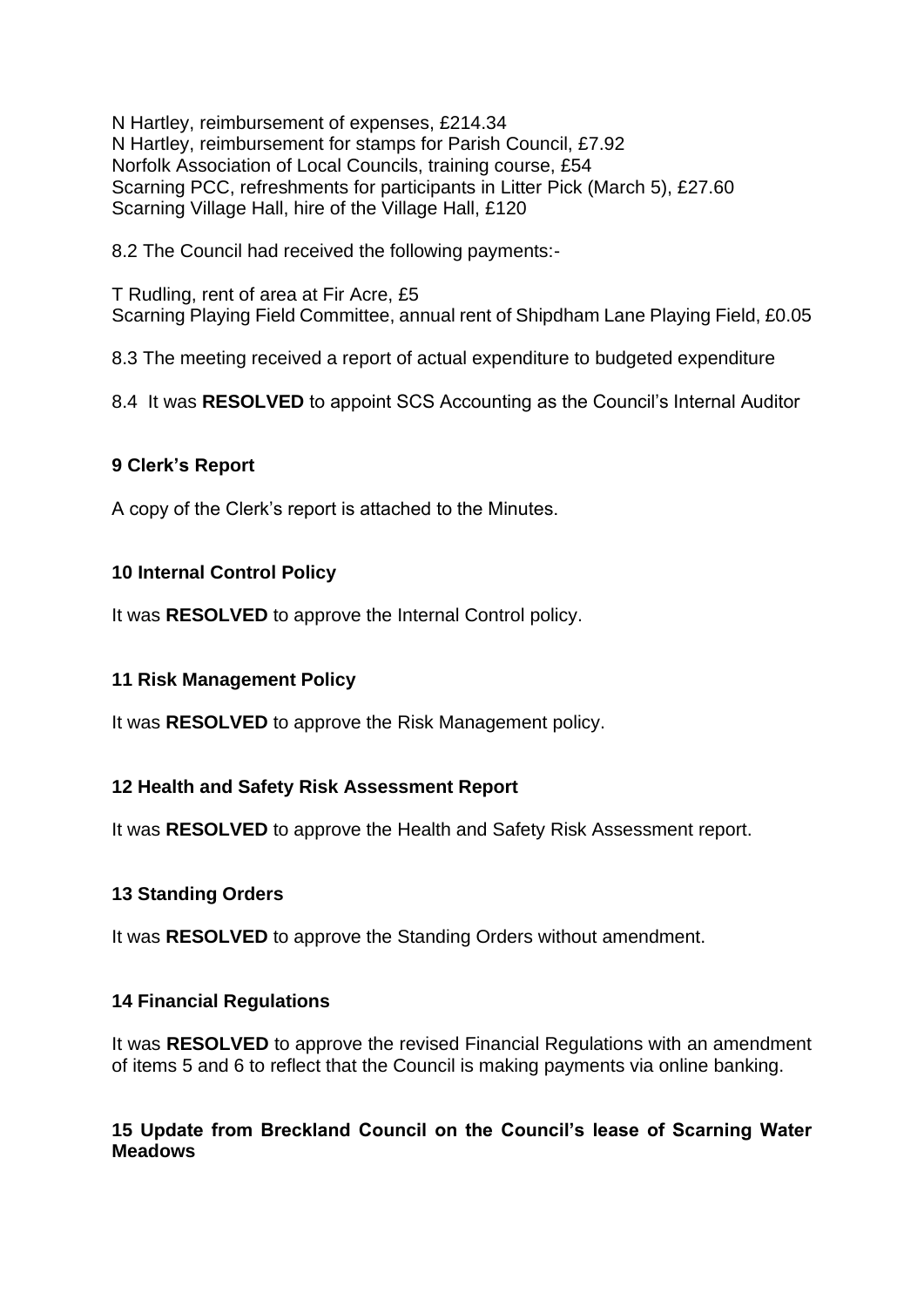N Hartley, reimbursement of expenses, £214.34
N Hartley, reimbursement for stamps for Parish Council, £7.92
Norfolk Association of Local Councils, training course, £54
Scarning PCC, refreshments for participants in Litter Pick (March 5), £27.60
Scarning Village Hall, hire of the Village Hall, £120

8.2 The Council had received the following payments:-

T Rudling, rent of area at Fir Acre, £5
Scarning Playing Field Committee, annual rent of Shipdham Lane Playing Field, £0.05

8.3 The meeting received a report of actual expenditure to budgeted expenditure

8.4 It was **RESOLVED** to appoint SCS Accounting as the Council's Internal Auditor

**9 Clerk's Report**

A copy of the Clerk's report is attached to the Minutes.

**10 Internal Control Policy**

It was **RESOLVED** to approve the Internal Control policy.

**11 Risk Management Policy**

It was **RESOLVED** to approve the Risk Management policy.

**12 Health and Safety Risk Assessment Report**

It was **RESOLVED** to approve the Health and Safety Risk Assessment report.

**13 Standing Orders**

It was **RESOLVED** to approve the Standing Orders without amendment.

**14 Financial Regulations**

It was **RESOLVED** to approve the revised Financial Regulations with an amendment of items 5 and 6 to reflect that the Council is making payments via online banking.

**15 Update from Breckland Council on the Council's lease of Scarning Water Meadows**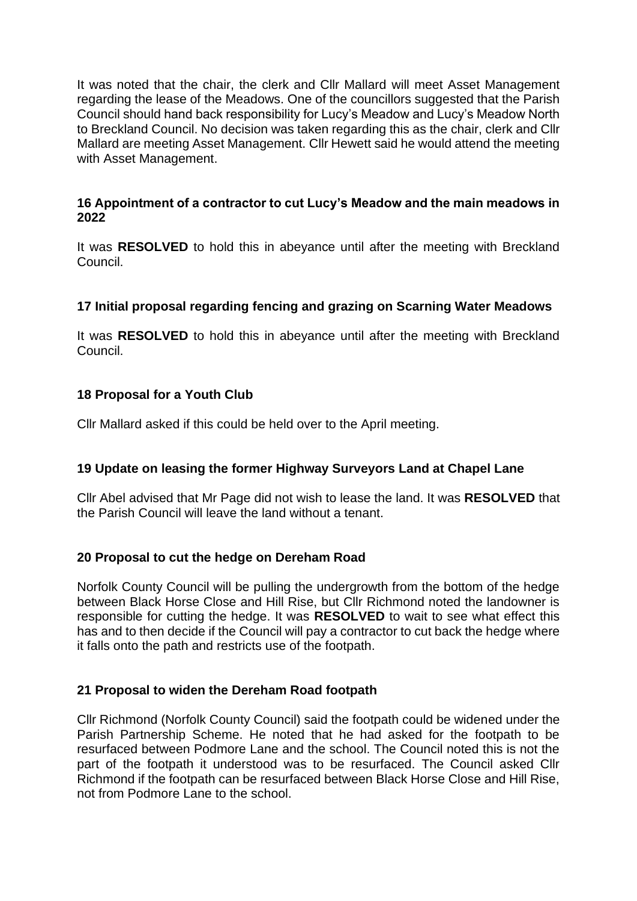It was noted that the chair, the clerk and Cllr Mallard will meet Asset Management regarding the lease of the Meadows. One of the councillors suggested that the Parish Council should hand back responsibility for Lucy's Meadow and Lucy's Meadow North to Breckland Council. No decision was taken regarding this as the chair, clerk and Cllr Mallard are meeting Asset Management. Cllr Hewett said he would attend the meeting with Asset Management.

### 16 Appointment of a contractor to cut Lucy's Meadow and the main meadows in 2022

It was **RESOLVED** to hold this in abeyance until after the meeting with Breckland Council.

### 17 Initial proposal regarding fencing and grazing on Scarning Water Meadows

It was **RESOLVED** to hold this in abeyance until after the meeting with Breckland Council.

### 18 Proposal for a Youth Club

Cllr Mallard asked if this could be held over to the April meeting.

### 19 Update on leasing the former Highway Surveyors Land at Chapel Lane

Cllr Abel advised that Mr Page did not wish to lease the land. It was **RESOLVED** that the Parish Council will leave the land without a tenant.

### 20 Proposal to cut the hedge on Dereham Road

Norfolk County Council will be pulling the undergrowth from the bottom of the hedge between Black Horse Close and Hill Rise, but Cllr Richmond noted the landowner is responsible for cutting the hedge. It was **RESOLVED** to wait to see what effect this has and to then decide if the Council will pay a contractor to cut back the hedge where it falls onto the path and restricts use of the footpath.

### 21 Proposal to widen the Dereham Road footpath

Cllr Richmond (Norfolk County Council) said the footpath could be widened under the Parish Partnership Scheme. He noted that he had asked for the footpath to be resurfaced between Podmore Lane and the school. The Council noted this is not the part of the footpath it understood was to be resurfaced. The Council asked Cllr Richmond if the footpath can be resurfaced between Black Horse Close and Hill Rise, not from Podmore Lane to the school.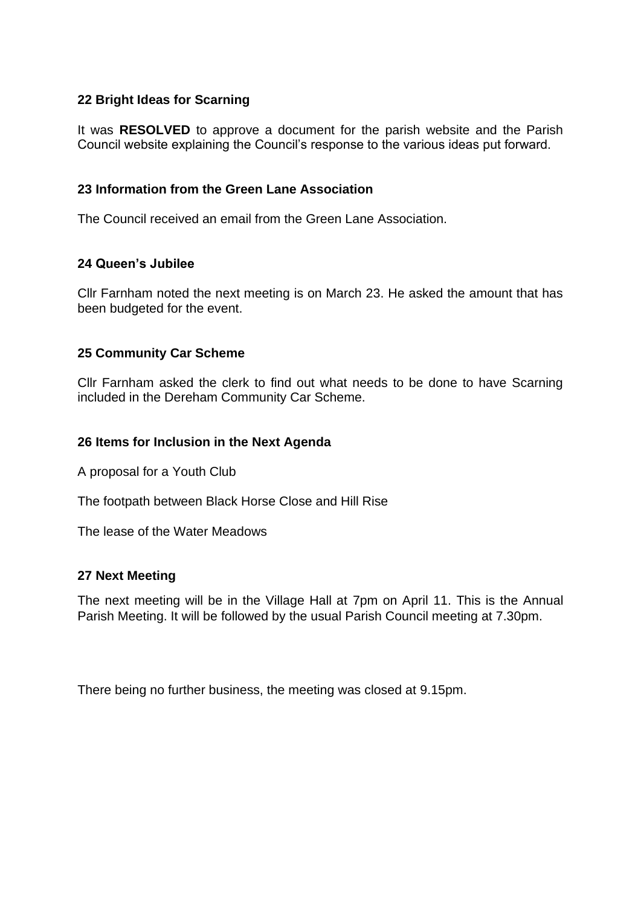### 22 Bright Ideas for Scarning

It was **RESOLVED** to approve a document for the parish website and the Parish Council website explaining the Council's response to the various ideas put forward.

### 23 Information from the Green Lane Association

The Council received an email from the Green Lane Association.

### 24 Queen's Jubilee

Cllr Farnham noted the next meeting is on March 23. He asked the amount that has been budgeted for the event.

### 25 Community Car Scheme

Cllr Farnham asked the clerk to find out what needs to be done to have Scarning included in the Dereham Community Car Scheme.

### 26 Items for Inclusion in the Next Agenda

A proposal for a Youth Club

The footpath between Black Horse Close and Hill Rise

The lease of the Water Meadows

### 27 Next Meeting

The next meeting will be in the Village Hall at 7pm on April 11. This is the Annual Parish Meeting. It will be followed by the usual Parish Council meeting at 7.30pm.

There being no further business, the meeting was closed at 9.15pm.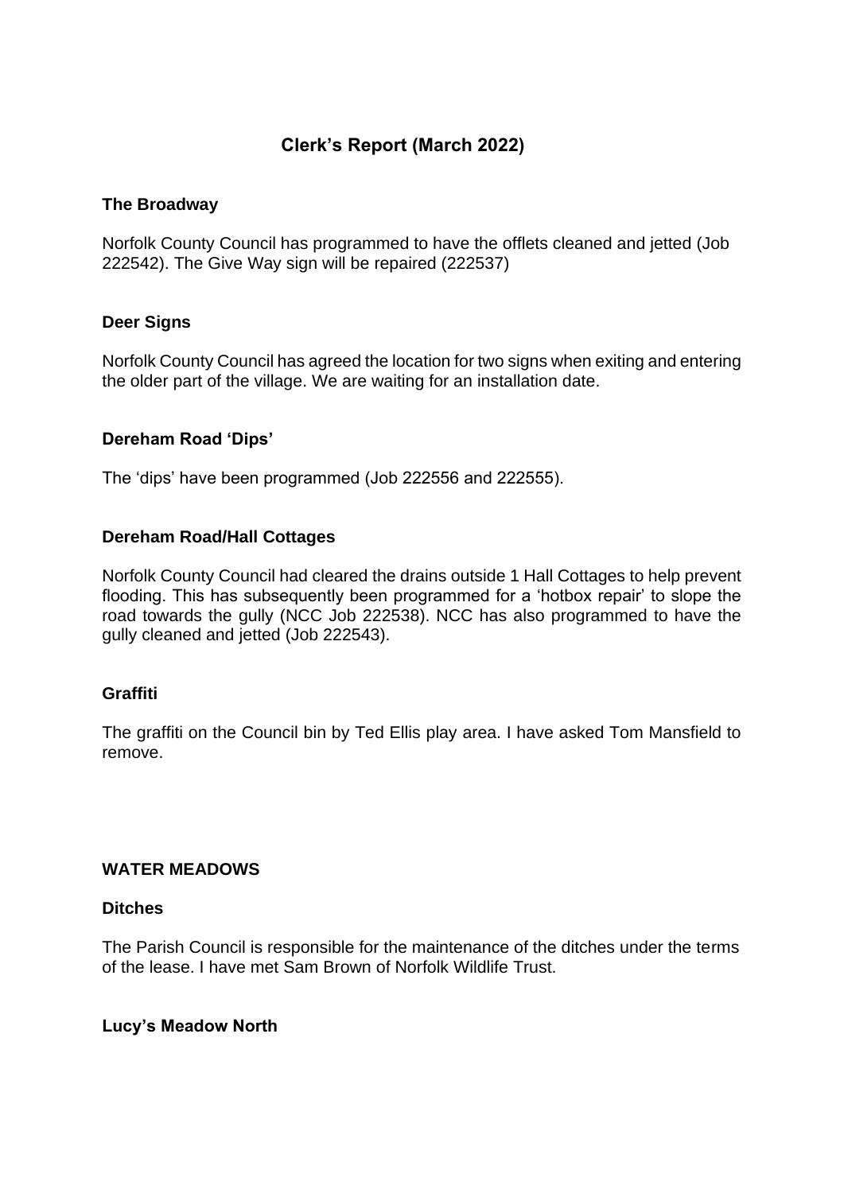# Clerk's Report (March 2022)

### The Broadway

Norfolk County Council has programmed to have the offlets cleaned and jetted (Job 222542). The Give Way sign will be repaired (222537)

### Deer Signs

Norfolk County Council has agreed the location for two signs when exiting and entering the older part of the village. We are waiting for an installation date.

### Dereham Road 'Dips'

The 'dips' have been programmed (Job 222556 and 222555).

### Dereham Road/Hall Cottages

Norfolk County Council had cleared the drains outside 1 Hall Cottages to help prevent flooding. This has subsequently been programmed for a 'hotbox repair' to slope the road towards the gully (NCC Job 222538). NCC has also programmed to have the gully cleaned and jetted (Job 222543).

### Graffiti

The graffiti on the Council bin by Ted Ellis play area. I have asked Tom Mansfield to remove.

## WATER MEADOWS

### Ditches

The Parish Council is responsible for the maintenance of the ditches under the terms of the lease. I have met Sam Brown of Norfolk Wildlife Trust.

### Lucy's Meadow North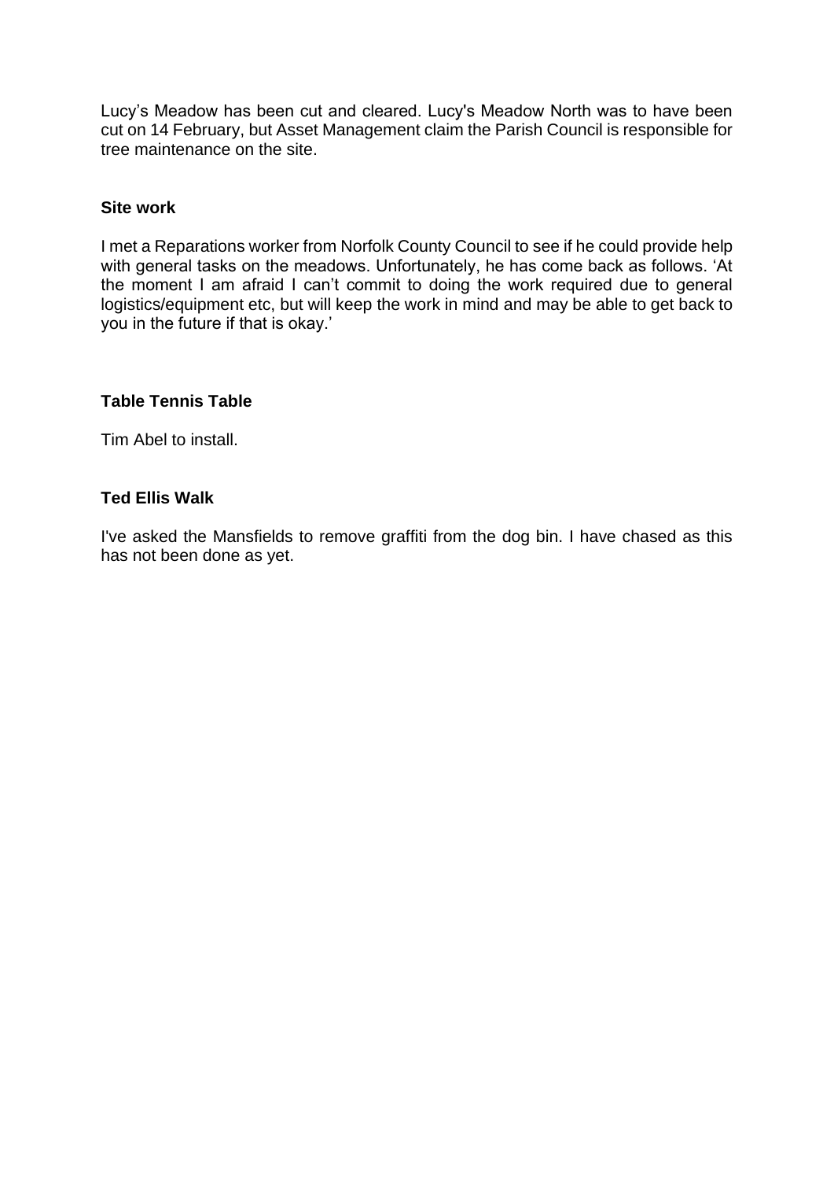Lucy’s Meadow has been cut and cleared. Lucy's Meadow North was to have been cut on 14 February, but Asset Management claim the Parish Council is responsible for tree maintenance on the site.

**Site work**

I met a Reparations worker from Norfolk County Council to see if he could provide help with general tasks on the meadows. Unfortunately, he has come back as follows. ‘At the moment I am afraid I can’t commit to doing the work required due to general logistics/equipment etc, but will keep the work in mind and may be able to get back to you in the future if that is okay.’

**Table Tennis Table**

Tim Abel to install.

**Ted Ellis Walk**

I've asked the Mansfields to remove graffiti from the dog bin. I have chased as this has not been done as yet.